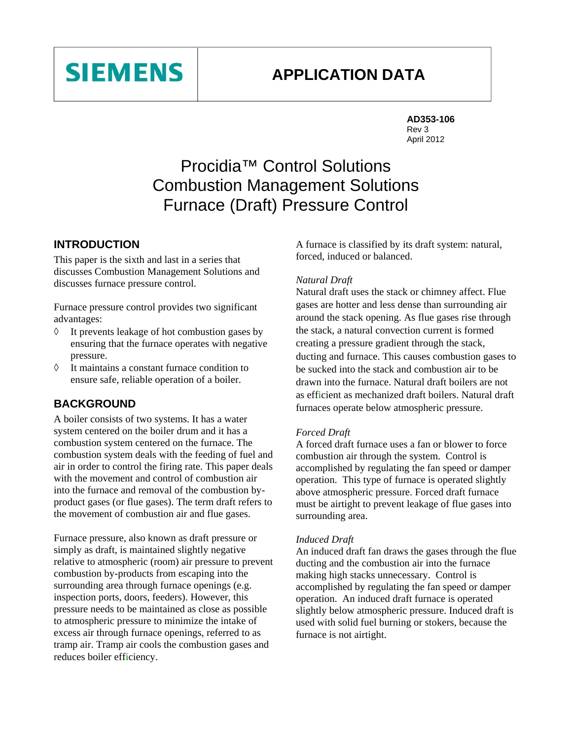**SIEMENS**

# APPLICATION DATA

**AD353-106**
Rev 3
April 2012

# Procidia™ Control Solutions Combustion Management Solutions Furnace (Draft) Pressure Control

## INTRODUCTION

This paper is the sixth and last in a series that discusses Combustion Management Solutions and discusses furnace pressure control.

Furnace pressure control provides two significant advantages:

◊ It prevents leakage of hot combustion gases by ensuring that the furnace operates with negative pressure.
◊ It maintains a constant furnace condition to ensure safe, reliable operation of a boiler.

## BACKGROUND

A boiler consists of two systems. It has a water system centered on the boiler drum and it has a combustion system centered on the furnace. The combustion system deals with the feeding of fuel and air in order to control the firing rate. This paper deals with the movement and control of combustion air into the furnace and removal of the combustion by-product gases (or flue gases). The term draft refers to the movement of combustion air and flue gases.

Furnace pressure, also known as draft pressure or simply as draft, is maintained slightly negative relative to atmospheric (room) air pressure to prevent combustion by-products from escaping into the surrounding area through furnace openings (e.g. inspection ports, doors, feeders). However, this pressure needs to be maintained as close as possible to atmospheric pressure to minimize the intake of excess air through furnace openings, referred to as tramp air. Tramp air cools the combustion gases and reduces boiler efficiency.

A furnace is classified by its draft system: natural, forced, induced or balanced.

*Natural Draft*
Natural draft uses the stack or chimney affect. Flue gases are hotter and less dense than surrounding air around the stack opening. As flue gases rise through the stack, a natural convection current is formed creating a pressure gradient through the stack, ducting and furnace. This causes combustion gases to be sucked into the stack and combustion air to be drawn into the furnace. Natural draft boilers are not as efficient as mechanized draft boilers. Natural draft furnaces operate below atmospheric pressure.

*Forced Draft*
A forced draft furnace uses a fan or blower to force combustion air through the system. Control is accomplished by regulating the fan speed or damper operation. This type of furnace is operated slightly above atmospheric pressure. Forced draft furnace must be airtight to prevent leakage of flue gases into surrounding area.

*Induced Draft*
An induced draft fan draws the gases through the flue ducting and the combustion air into the furnace making high stacks unnecessary. Control is accomplished by regulating the fan speed or damper operation. An induced draft furnace is operated slightly below atmospheric pressure. Induced draft is used with solid fuel burning or stokers, because the furnace is not airtight.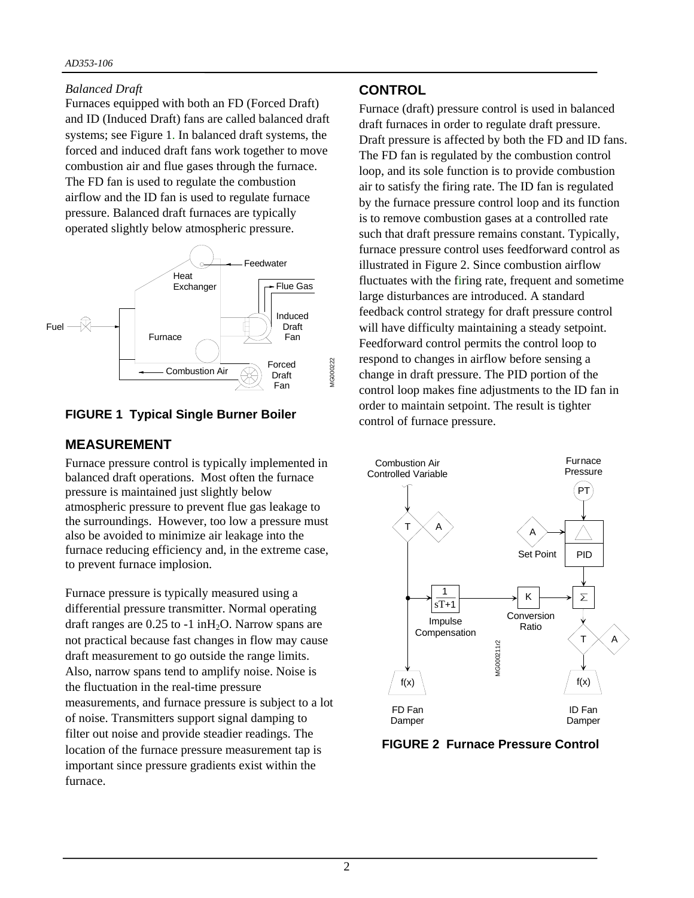*Balanced Draft*

Furnaces equipped with both an FD (Forced Draft) and ID (Induced Draft) fans are called balanced draft systems; see Figure 1. In balanced draft systems, the forced and induced draft fans work together to move combustion air and flue gases through the furnace. The FD fan is used to regulate the combustion airflow and the ID fan is used to regulate furnace pressure. Balanced draft furnaces are typically operated slightly below atmospheric pressure.

**FIGURE 1 Typical Single Burner Boiler**

## MEASUREMENT

Furnace pressure control is typically implemented in balanced draft operations. Most often the furnace pressure is maintained just slightly below atmospheric pressure to prevent flue gas leakage to the surroundings. However, too low a pressure must also be avoided to minimize air leakage into the furnace reducing efficiency and, in the extreme case, to prevent furnace implosion.

Furnace pressure is typically measured using a differential pressure transmitter. Normal operating draft ranges are 0.25 to -1 in$H_2O$. Narrow spans are not practical because fast changes in flow may cause draft measurement to go outside the range limits. Also, narrow spans tend to amplify noise. Noise is the fluctuation in the real-time pressure measurements, and furnace pressure is subject to a lot of noise. Transmitters support signal damping to filter out noise and provide steadier readings. The location of the furnace pressure measurement tap is important since pressure gradients exist within the furnace.

## CONTROL

Furnace (draft) pressure control is used in balanced draft furnaces in order to regulate draft pressure. Draft pressure is affected by both the FD and ID fans. The FD fan is regulated by the combustion control loop, and its sole function is to provide combustion air to satisfy the firing rate. The ID fan is regulated by the furnace pressure control loop and its function is to remove combustion gases at a controlled rate such that draft pressure remains constant. Typically, furnace pressure control uses feedforward control as illustrated in Figure 2. Since combustion airflow fluctuates with the firing rate, frequent and sometime large disturbances are introduced. A standard feedback control strategy for draft pressure control will have difficulty maintaining a steady setpoint. Feedforward control permits the control loop to respond to changes in airflow before sensing a change in draft pressure. The PID portion of the control loop makes fine adjustments to the ID fan in order to maintain setpoint. The result is tighter control of furnace pressure.

**FIGURE 2 Furnace Pressure Control**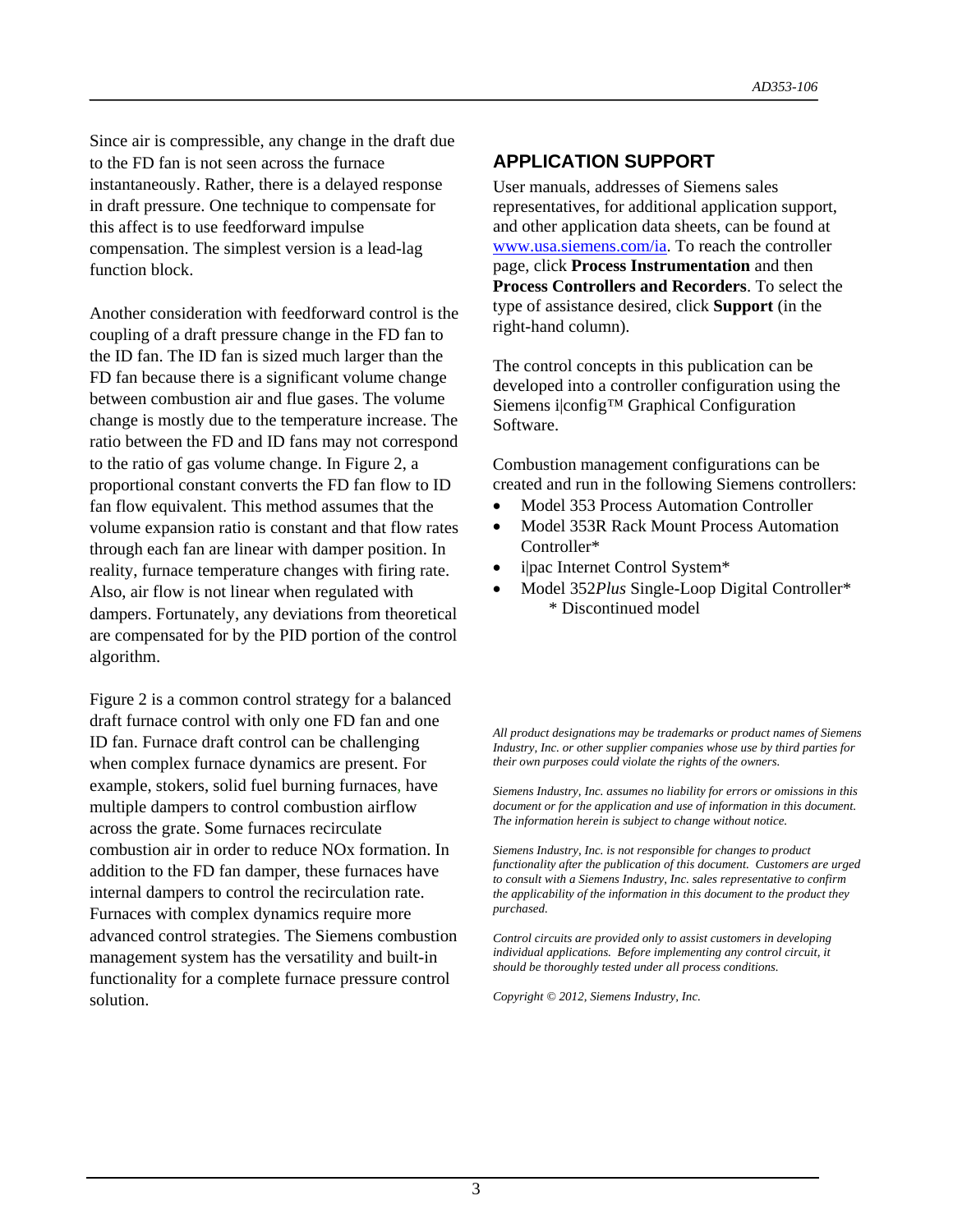Since air is compressible, any change in the draft due to the FD fan is not seen across the furnace instantaneously. Rather, there is a delayed response in draft pressure. One technique to compensate for this affect is to use feedforward impulse compensation. The simplest version is a lead-lag function block.

Another consideration with feedforward control is the coupling of a draft pressure change in the FD fan to the ID fan. The ID fan is sized much larger than the FD fan because there is a significant volume change between combustion air and flue gases. The volume change is mostly due to the temperature increase. The ratio between the FD and ID fans may not correspond to the ratio of gas volume change. In Figure 2, a proportional constant converts the FD fan flow to ID fan flow equivalent. This method assumes that the volume expansion ratio is constant and that flow rates through each fan are linear with damper position. In reality, furnace temperature changes with firing rate. Also, air flow is not linear when regulated with dampers. Fortunately, any deviations from theoretical are compensated for by the PID portion of the control algorithm.

Figure 2 is a common control strategy for a balanced draft furnace control with only one FD fan and one ID fan. Furnace draft control can be challenging when complex furnace dynamics are present. For example, stokers, solid fuel burning furnaces, have multiple dampers to control combustion airflow across the grate. Some furnaces recirculate combustion air in order to reduce NOx formation. In addition to the FD fan damper, these furnaces have internal dampers to control the recirculation rate. Furnaces with complex dynamics require more advanced control strategies. The Siemens combustion management system has the versatility and built-in functionality for a complete furnace pressure control solution.

## APPLICATION SUPPORT

User manuals, addresses of Siemens sales representatives, for additional application support, and other application data sheets, can be found at www.usa.siemens.com/ia. To reach the controller page, click **Process Instrumentation** and then **Process Controllers and Recorders**. To select the type of assistance desired, click **Support** (in the right-hand column).

The control concepts in this publication can be developed into a controller configuration using the Siemens i|config™ Graphical Configuration Software.

Combustion management configurations can be created and run in the following Siemens controllers:

- Model 353 Process Automation Controller
- Model 353R Rack Mount Process Automation Controller*
- i|pac Internet Control System*
- Model 352*Plus* Single-Loop Digital Controller*

  \* Discontinued model

*All product designations may be trademarks or product names of Siemens Industry, Inc. or other supplier companies whose use by third parties for their own purposes could violate the rights of the owners.*

*Siemens Industry, Inc. assumes no liability for errors or omissions in this document or for the application and use of information in this document. The information herein is subject to change without notice.*

*Siemens Industry, Inc. is not responsible for changes to product functionality after the publication of this document. Customers are urged to consult with a Siemens Industry, Inc. sales representative to confirm the applicability of the information in this document to the product they purchased.*

*Control circuits are provided only to assist customers in developing individual applications. Before implementing any control circuit, it should be thoroughly tested under all process conditions.*

*Copyright © 2012, Siemens Industry, Inc.*